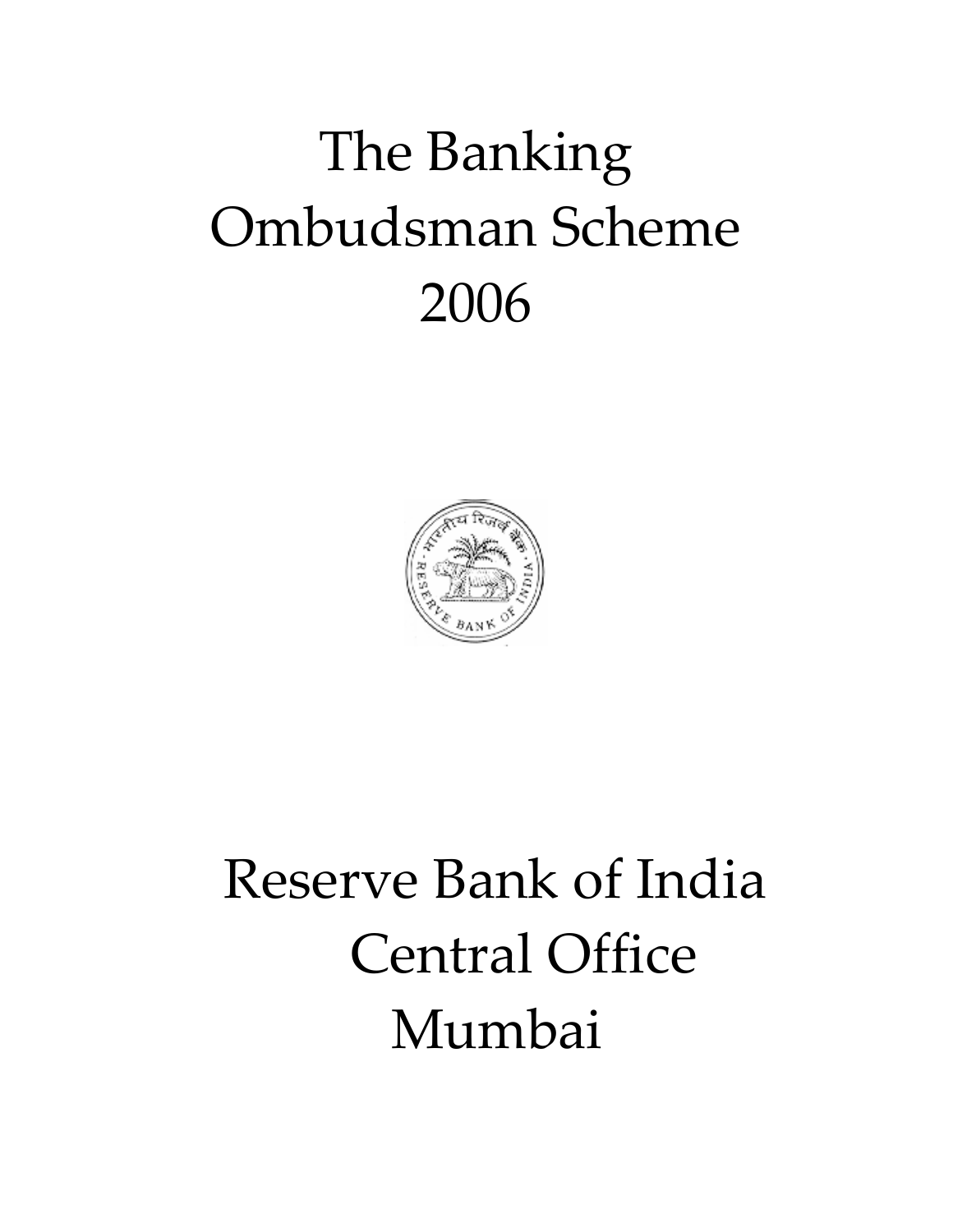# The Banking Ombudsman Scheme 2006

Reserve Bank of India
Central Office
Mumbai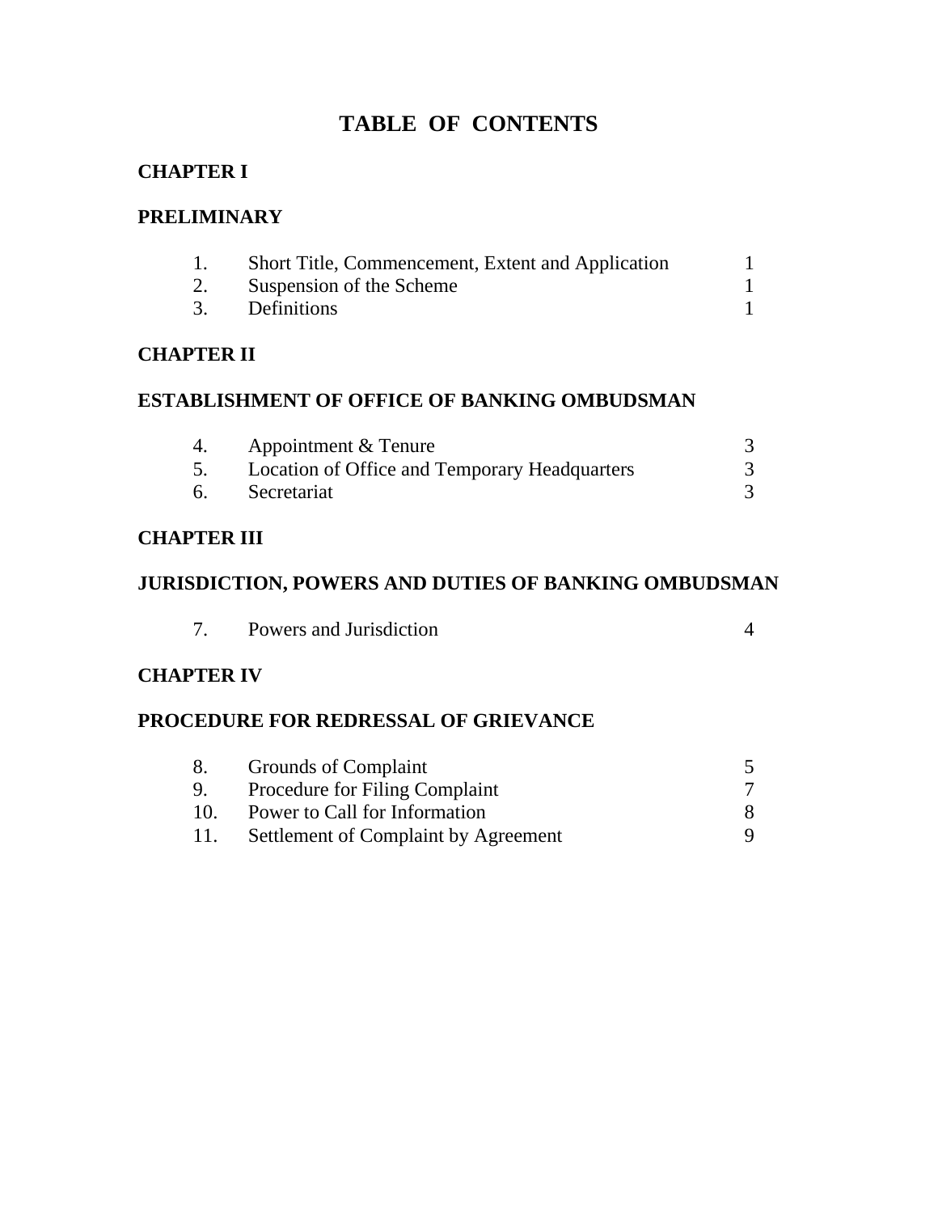# TABLE OF CONTENTS

## CHAPTER I

## PRELIMINARY

| | | |
|---|---|---|
| 1. | Short Title, Commencement, Extent and Application | 1 |
| 2. | Suspension of the Scheme | 1 |
| 3. | Definitions | 1 |

## CHAPTER II

## ESTABLISHMENT OF OFFICE OF BANKING OMBUDSMAN

| | | |
|---|---|---|
| 4. | Appointment & Tenure | 3 |
| 5. | Location of Office and Temporary Headquarters | 3 |
| 6. | Secretariat | 3 |

## CHAPTER III

## JURISDICTION, POWERS AND DUTIES OF BANKING OMBUDSMAN

| | | |
|---|---|---|
| 7. | Powers and Jurisdiction | 4 |

## CHAPTER IV

## PROCEDURE FOR REDRESSAL OF GRIEVANCE

| | | |
|---|---|---|
| 8. | Grounds of Complaint | 5 |
| 9. | Procedure for Filing Complaint | 7 |
| 10. | Power to Call for Information | 8 |
| 11. | Settlement of Complaint by Agreement | 9 |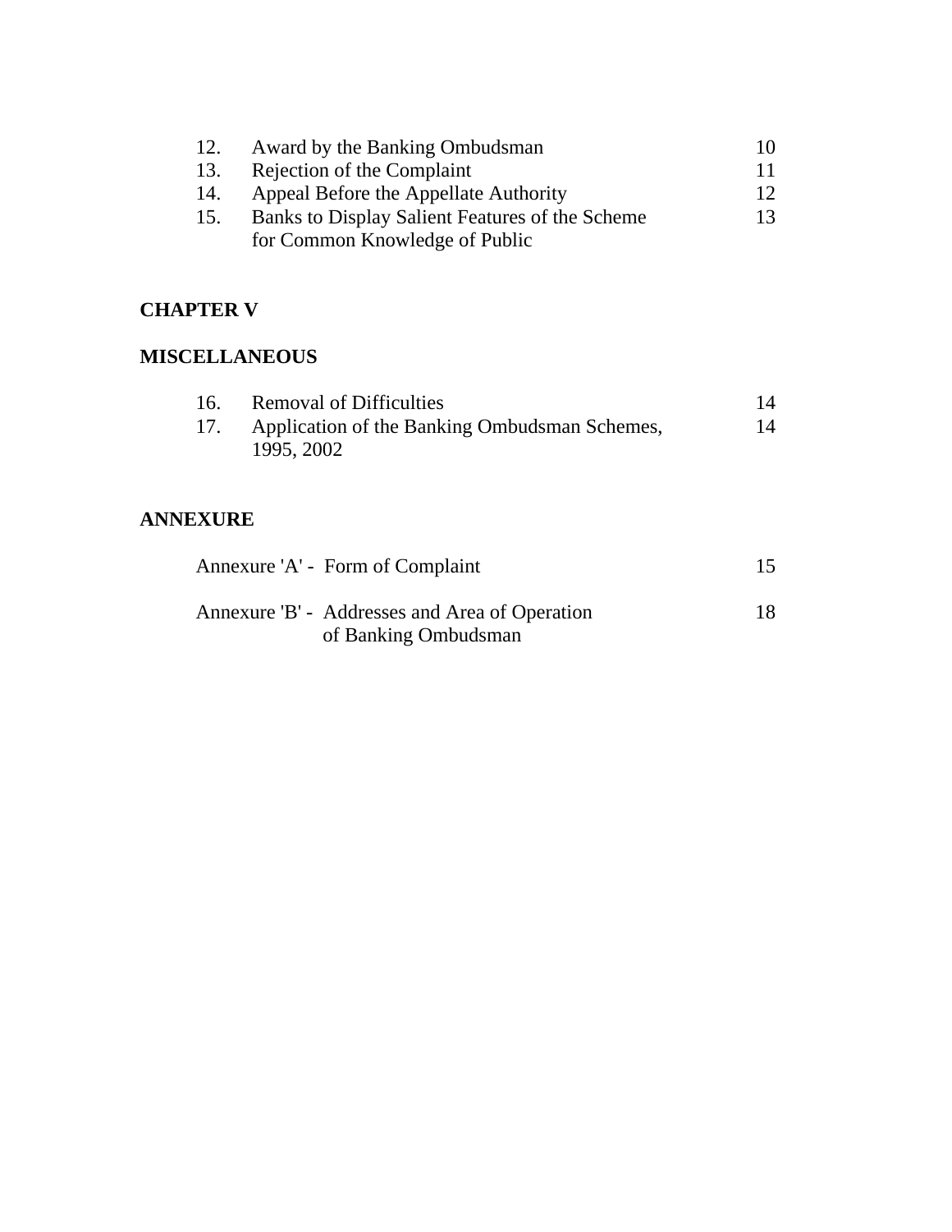| | | |
|---|---|---|
| 12. | Award by the Banking Ombudsman | 10 |
| 13. | Rejection of the Complaint | 11 |
| 14. | Appeal Before the Appellate Authority | 12 |
| 15. | Banks to Display Salient Features of the Scheme for Common Knowledge of Public | 13 |

**CHAPTER V**

**MISCELLANEOUS**

| | | |
|---|---|---|
| 16. | Removal of Difficulties | 14 |
| 17. | Application of the Banking Ombudsman Schemes, 1995, 2002 | 14 |

**ANNEXURE**

| | |
|---|---|
| Annexure 'A' - Form of Complaint | 15 |
| Annexure 'B' - Addresses and Area of Operation of Banking Ombudsman | 18 |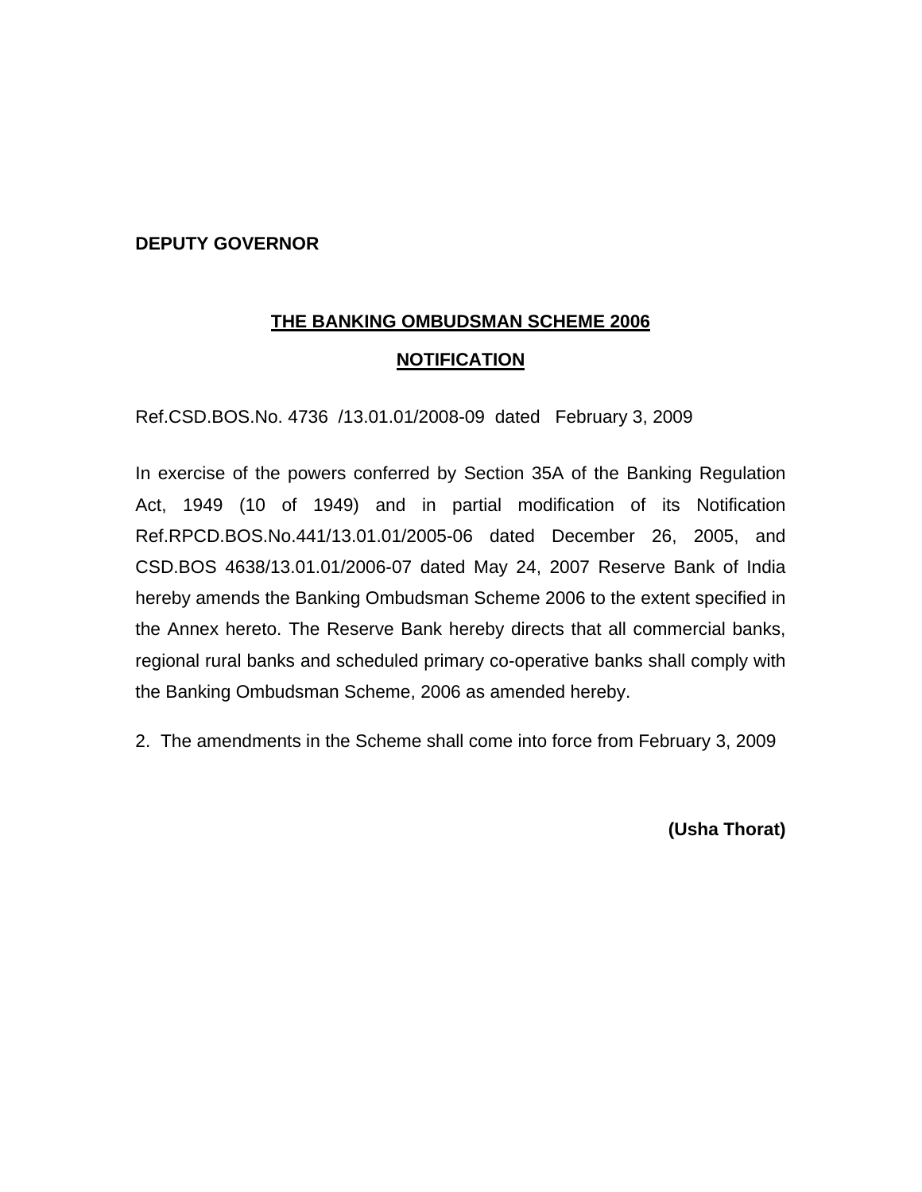**DEPUTY GOVERNOR**

## THE BANKING OMBUDSMAN SCHEME 2006

## NOTIFICATION

Ref.CSD.BOS.No. 4736 /13.01.01/2008-09 dated February 3, 2009

In exercise of the powers conferred by Section 35A of the Banking Regulation Act, 1949 (10 of 1949) and in partial modification of its Notification Ref.RPCD.BOS.No.441/13.01.01/2005-06 dated December 26, 2005, and CSD.BOS 4638/13.01.01/2006-07 dated May 24, 2007 Reserve Bank of India hereby amends the Banking Ombudsman Scheme 2006 to the extent specified in the Annex hereto. The Reserve Bank hereby directs that all commercial banks, regional rural banks and scheduled primary co-operative banks shall comply with the Banking Ombudsman Scheme, 2006 as amended hereby.

2. The amendments in the Scheme shall come into force from February 3, 2009

**(Usha Thorat)**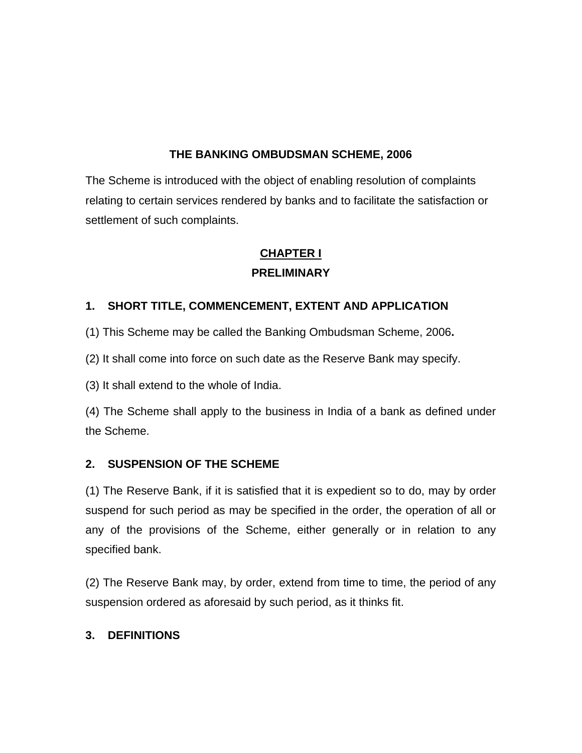# THE BANKING OMBUDSMAN SCHEME, 2006

The Scheme is introduced with the object of enabling resolution of complaints relating to certain services rendered by banks and to facilitate the satisfaction or settlement of such complaints.

## CHAPTER I

## PRELIMINARY

### 1. SHORT TITLE, COMMENCEMENT, EXTENT AND APPLICATION

(1) This Scheme may be called the Banking Ombudsman Scheme, 2006**.**

(2) It shall come into force on such date as the Reserve Bank may specify.

(3) It shall extend to the whole of India.

(4) The Scheme shall apply to the business in India of a bank as defined under the Scheme.

### 2. SUSPENSION OF THE SCHEME

(1) The Reserve Bank, if it is satisfied that it is expedient so to do, may by order suspend for such period as may be specified in the order, the operation of all or any of the provisions of the Scheme, either generally or in relation to any specified bank.

(2) The Reserve Bank may, by order, extend from time to time, the period of any suspension ordered as aforesaid by such period, as it thinks fit.

### 3. DEFINITIONS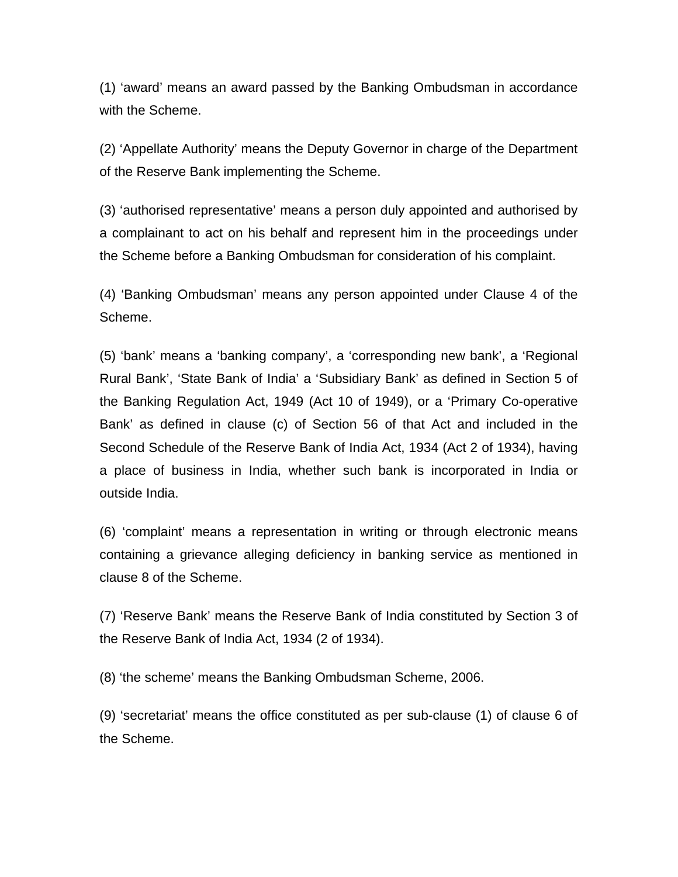(1) ‘award’ means an award passed by the Banking Ombudsman in accordance with the Scheme.

(2) ‘Appellate Authority’ means the Deputy Governor in charge of the Department of the Reserve Bank implementing the Scheme.

(3) ‘authorised representative’ means a person duly appointed and authorised by a complainant to act on his behalf and represent him in the proceedings under the Scheme before a Banking Ombudsman for consideration of his complaint.

(4) ‘Banking Ombudsman’ means any person appointed under Clause 4 of the Scheme.

(5) ‘bank’ means a ‘banking company’, a ‘corresponding new bank’, a ‘Regional Rural Bank’, ‘State Bank of India’ a ‘Subsidiary Bank’ as defined in Section 5 of the Banking Regulation Act, 1949 (Act 10 of 1949), or a ‘Primary Co-operative Bank’ as defined in clause (c) of Section 56 of that Act and included in the Second Schedule of the Reserve Bank of India Act, 1934 (Act 2 of 1934), having a place of business in India, whether such bank is incorporated in India or outside India.

(6) ‘complaint’ means a representation in writing or through electronic means containing a grievance alleging deficiency in banking service as mentioned in clause 8 of the Scheme.

(7) ‘Reserve Bank’ means the Reserve Bank of India constituted by Section 3 of the Reserve Bank of India Act, 1934 (2 of 1934).

(8) ‘the scheme’ means the Banking Ombudsman Scheme, 2006.

(9) ‘secretariat’ means the office constituted as per sub-clause (1) of clause 6 of the Scheme.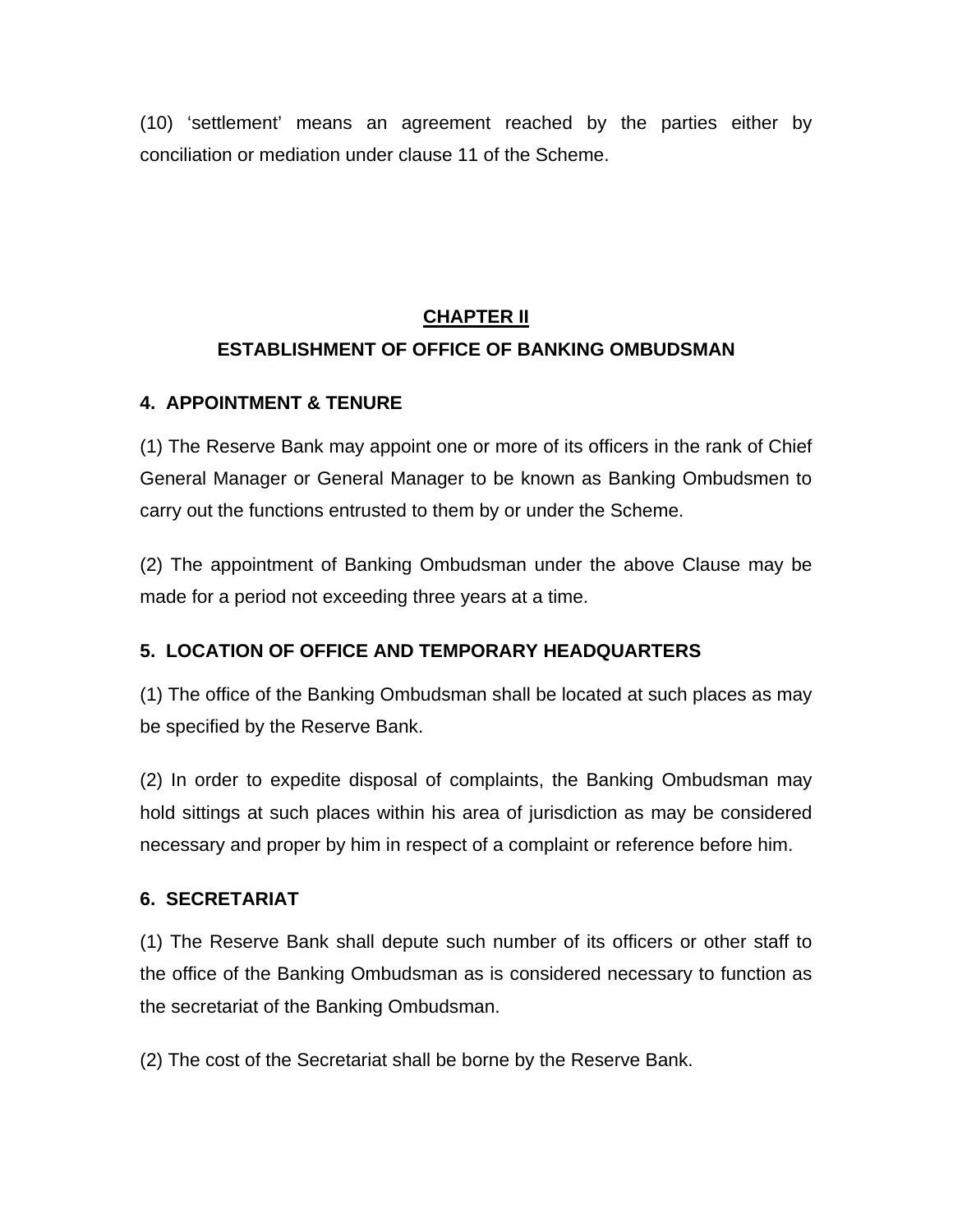(10) 'settlement' means an agreement reached by the parties either by conciliation or mediation under clause 11 of the Scheme.

## CHAPTER II

## ESTABLISHMENT OF OFFICE OF BANKING OMBUDSMAN

### 4. APPOINTMENT & TENURE

(1) The Reserve Bank may appoint one or more of its officers in the rank of Chief General Manager or General Manager to be known as Banking Ombudsmen to carry out the functions entrusted to them by or under the Scheme.

(2) The appointment of Banking Ombudsman under the above Clause may be made for a period not exceeding three years at a time.

### 5. LOCATION OF OFFICE AND TEMPORARY HEADQUARTERS

(1) The office of the Banking Ombudsman shall be located at such places as may be specified by the Reserve Bank.

(2) In order to expedite disposal of complaints, the Banking Ombudsman may hold sittings at such places within his area of jurisdiction as may be considered necessary and proper by him in respect of a complaint or reference before him.

### 6. SECRETARIAT

(1) The Reserve Bank shall depute such number of its officers or other staff to the office of the Banking Ombudsman as is considered necessary to function as the secretariat of the Banking Ombudsman.

(2) The cost of the Secretariat shall be borne by the Reserve Bank.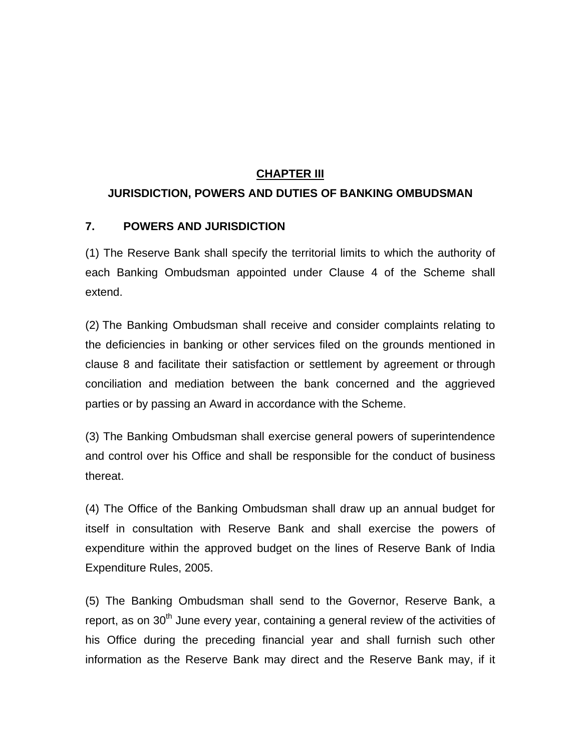## CHAPTER III

## JURISDICTION, POWERS AND DUTIES OF BANKING OMBUDSMAN

### 7. POWERS AND JURISDICTION

(1) The Reserve Bank shall specify the territorial limits to which the authority of each Banking Ombudsman appointed under Clause 4 of the Scheme shall extend.

(2) The Banking Ombudsman shall receive and consider complaints relating to the deficiencies in banking or other services filed on the grounds mentioned in clause 8 and facilitate their satisfaction or settlement by agreement or through conciliation and mediation between the bank concerned and the aggrieved parties or by passing an Award in accordance with the Scheme.

(3) The Banking Ombudsman shall exercise general powers of superintendence and control over his Office and shall be responsible for the conduct of business thereat.

(4) The Office of the Banking Ombudsman shall draw up an annual budget for itself in consultation with Reserve Bank and shall exercise the powers of expenditure within the approved budget on the lines of Reserve Bank of India Expenditure Rules, 2005.

(5) The Banking Ombudsman shall send to the Governor, Reserve Bank, a report, as on 30th June every year, containing a general review of the activities of his Office during the preceding financial year and shall furnish such other information as the Reserve Bank may direct and the Reserve Bank may, if it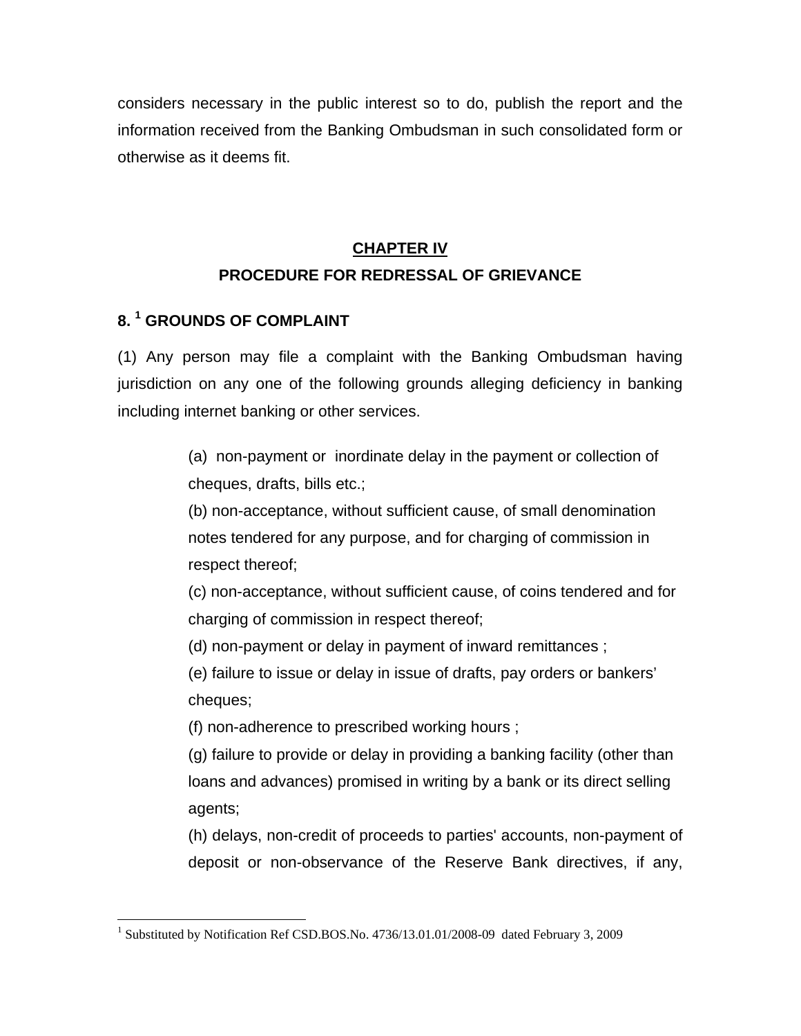considers necessary in the public interest so to do, publish the report and the information received from the Banking Ombudsman in such consolidated form or otherwise as it deems fit.

## CHAPTER IV

## PROCEDURE FOR REDRESSAL OF GRIEVANCE

### 8. [1] GROUNDS OF COMPLAINT

(1) Any person may file a complaint with the Banking Ombudsman having jurisdiction on any one of the following grounds alleging deficiency in banking including internet banking or other services.

> (a) non-payment or inordinate delay in the payment or collection of cheques, drafts, bills etc.;
>
> (b) non-acceptance, without sufficient cause, of small denomination notes tendered for any purpose, and for charging of commission in respect thereof;
>
> (c) non-acceptance, without sufficient cause, of coins tendered and for charging of commission in respect thereof;
>
> (d) non-payment or delay in payment of inward remittances ;
>
> (e) failure to issue or delay in issue of drafts, pay orders or bankers' cheques;
>
> (f) non-adherence to prescribed working hours ;
>
> (g) failure to provide or delay in providing a banking facility (other than loans and advances) promised in writing by a bank or its direct selling agents;
>
> (h) delays, non-credit of proceeds to parties' accounts, non-payment of deposit or non-observance of the Reserve Bank directives, if any,

---

[1] Substituted by Notification Ref CSD.BOS.No. 4736/13.01.01/2008-09 dated February 3, 2009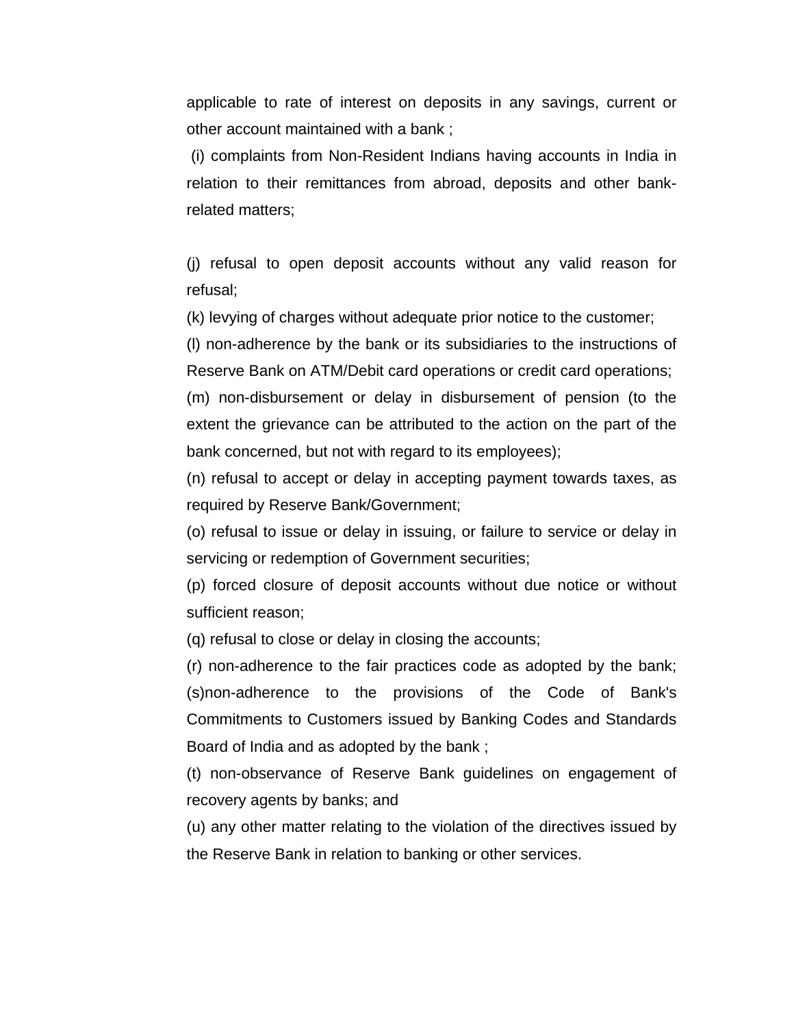applicable to rate of interest on deposits in any savings, current or other account maintained with a bank ;

(i) complaints from Non-Resident Indians having accounts in India in relation to their remittances from abroad, deposits and other bank-related matters;

(j) refusal to open deposit accounts without any valid reason for refusal;

(k) levying of charges without adequate prior notice to the customer;

(l) non-adherence by the bank or its subsidiaries to the instructions of Reserve Bank on ATM/Debit card operations or credit card operations;

(m) non-disbursement or delay in disbursement of pension (to the extent the grievance can be attributed to the action on the part of the bank concerned, but not with regard to its employees);

(n) refusal to accept or delay in accepting payment towards taxes, as required by Reserve Bank/Government;

(o) refusal to issue or delay in issuing, or failure to service or delay in servicing or redemption of Government securities;

(p) forced closure of deposit accounts without due notice or without sufficient reason;

(q) refusal to close or delay in closing the accounts;

(r) non-adherence to the fair practices code as adopted by the bank;

(s)non-adherence to the provisions of the Code of Bank's Commitments to Customers issued by Banking Codes and Standards Board of India and as adopted by the bank ;

(t) non-observance of Reserve Bank guidelines on engagement of recovery agents by banks; and

(u) any other matter relating to the violation of the directives issued by the Reserve Bank in relation to banking or other services.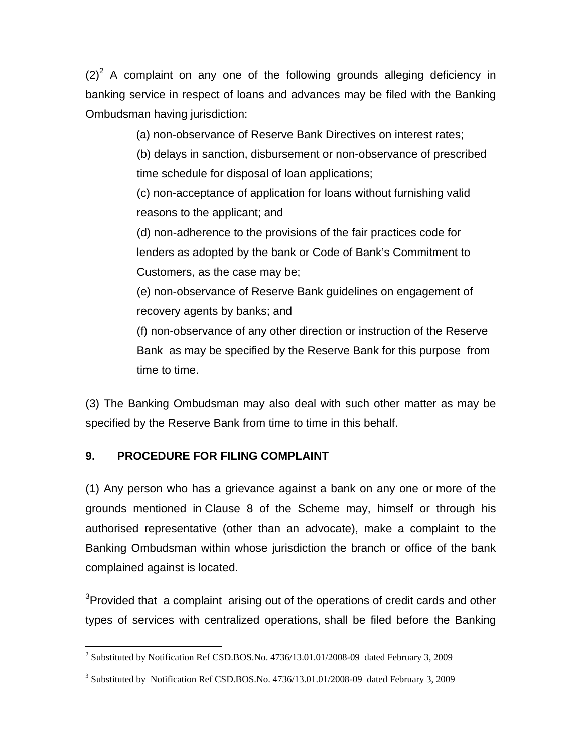(2)[2] A complaint on any one of the following grounds alleging deficiency in banking service in respect of loans and advances may be filed with the Banking Ombudsman having jurisdiction:

(a) non-observance of Reserve Bank Directives on interest rates;

(b) delays in sanction, disbursement or non-observance of prescribed time schedule for disposal of loan applications;

(c) non-acceptance of application for loans without furnishing valid reasons to the applicant; and

(d) non-adherence to the provisions of the fair practices code for lenders as adopted by the bank or Code of Bank's Commitment to Customers, as the case may be;

(e) non-observance of Reserve Bank guidelines on engagement of recovery agents by banks; and

(f) non-observance of any other direction or instruction of the Reserve Bank as may be specified by the Reserve Bank for this purpose from time to time.

(3) The Banking Ombudsman may also deal with such other matter as may be specified by the Reserve Bank from time to time in this behalf.

## 9. PROCEDURE FOR FILING COMPLAINT

(1) Any person who has a grievance against a bank on any one or more of the grounds mentioned in Clause 8 of the Scheme may, himself or through his authorised representative (other than an advocate), make a complaint to the Banking Ombudsman within whose jurisdiction the branch or office of the bank complained against is located.

[3]Provided that a complaint arising out of the operations of credit cards and other types of services with centralized operations, shall be filed before the Banking

---

[2] Substituted by Notification Ref CSD.BOS.No. 4736/13.01.01/2008-09 dated February 3, 2009

[3] Substituted by Notification Ref CSD.BOS.No. 4736/13.01.01/2008-09 dated February 3, 2009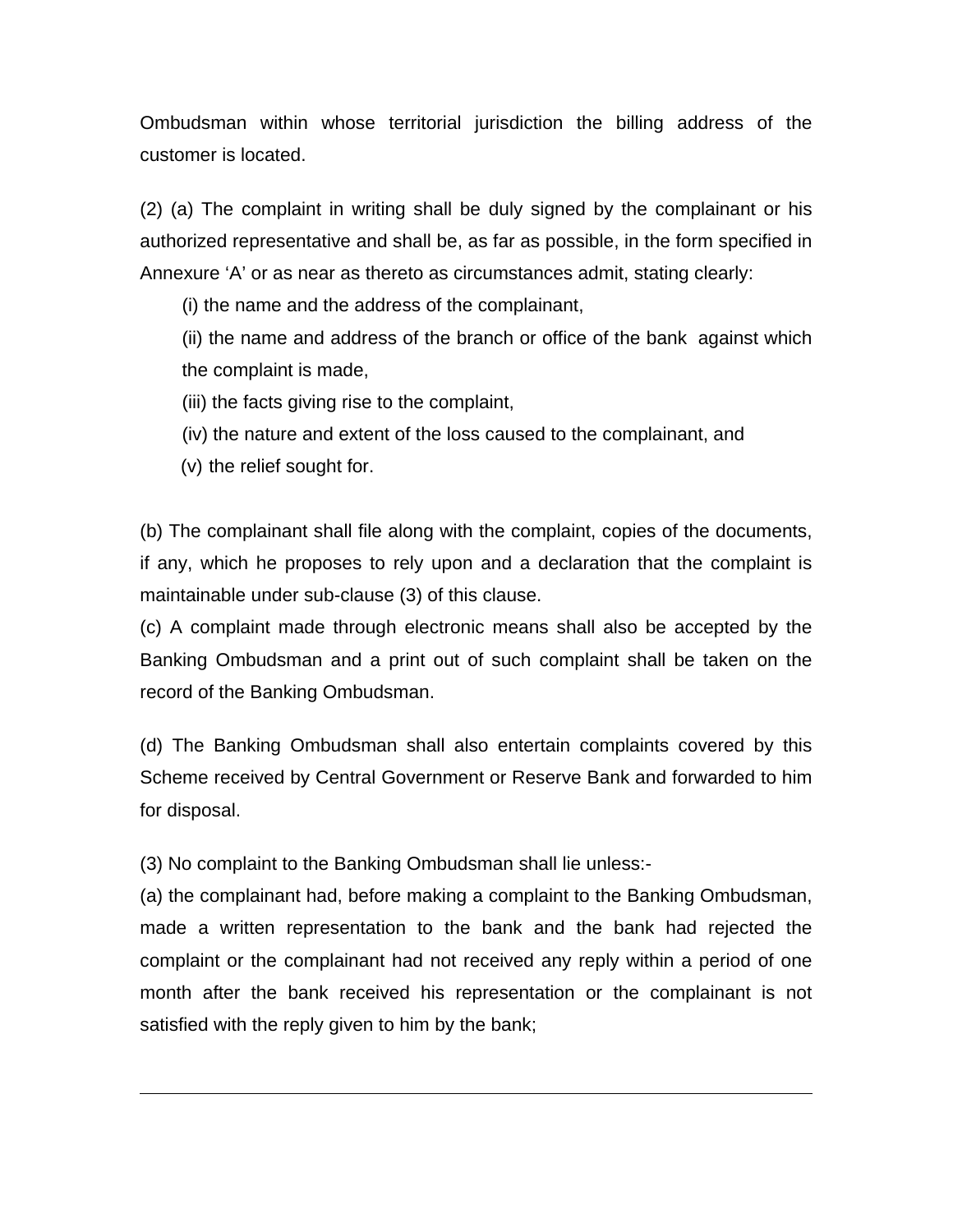Ombudsman within whose territorial jurisdiction the billing address of the customer is located.

(2) (a) The complaint in writing shall be duly signed by the complainant or his authorized representative and shall be, as far as possible, in the form specified in Annexure 'A' or as near as thereto as circumstances admit, stating clearly:

(i) the name and the address of the complainant,

(ii) the name and address of the branch or office of the bank against which the complaint is made,

(iii) the facts giving rise to the complaint,

(iv) the nature and extent of the loss caused to the complainant, and

(v) the relief sought for.

(b) The complainant shall file along with the complaint, copies of the documents, if any, which he proposes to rely upon and a declaration that the complaint is maintainable under sub-clause (3) of this clause.

(c) A complaint made through electronic means shall also be accepted by the Banking Ombudsman and a print out of such complaint shall be taken on the record of the Banking Ombudsman.

(d) The Banking Ombudsman shall also entertain complaints covered by this Scheme received by Central Government or Reserve Bank and forwarded to him for disposal.

(3) No complaint to the Banking Ombudsman shall lie unless:-

(a) the complainant had, before making a complaint to the Banking Ombudsman, made a written representation to the bank and the bank had rejected the complaint or the complainant had not received any reply within a period of one month after the bank received his representation or the complainant is not satisfied with the reply given to him by the bank;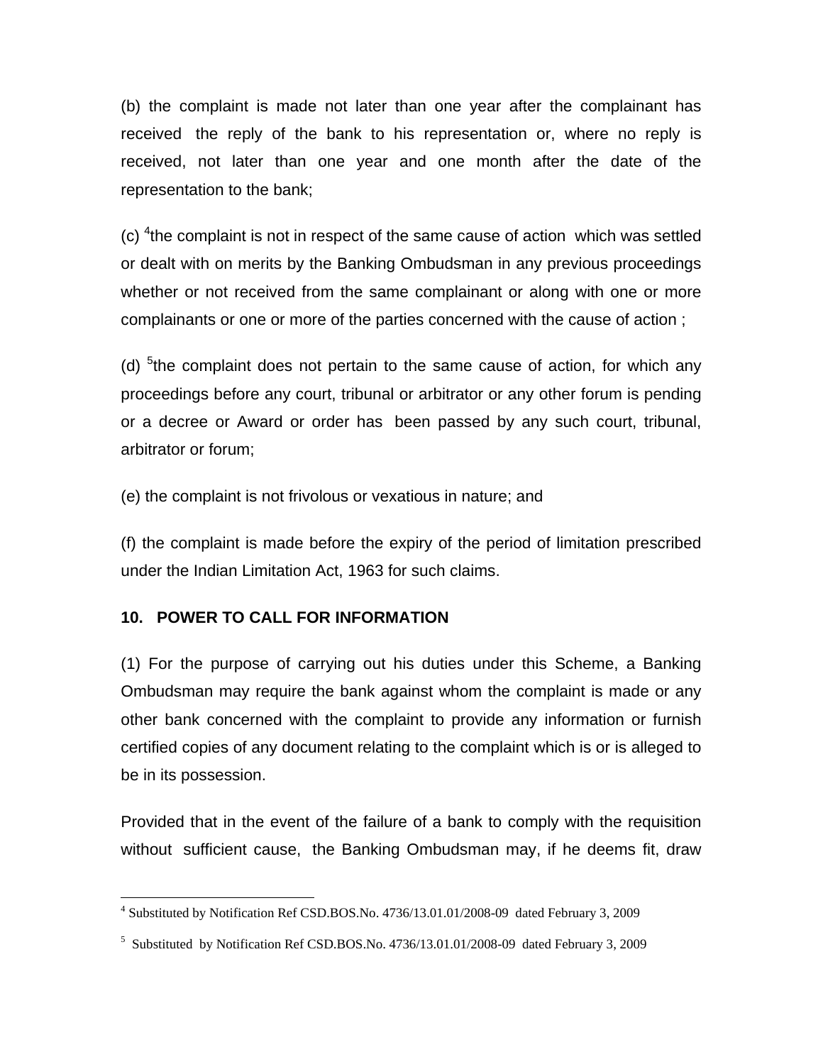(b) the complaint is made not later than one year after the complainant has received the reply of the bank to his representation or, where no reply is received, not later than one year and one month after the date of the representation to the bank;

(c) [4]the complaint is not in respect of the same cause of action which was settled or dealt with on merits by the Banking Ombudsman in any previous proceedings whether or not received from the same complainant or along with one or more complainants or one or more of the parties concerned with the cause of action ;

(d) [5]the complaint does not pertain to the same cause of action, for which any proceedings before any court, tribunal or arbitrator or any other forum is pending or a decree or Award or order has been passed by any such court, tribunal, arbitrator or forum;

(e) the complaint is not frivolous or vexatious in nature; and

(f) the complaint is made before the expiry of the period of limitation prescribed under the Indian Limitation Act, 1963 for such claims.

**10. POWER TO CALL FOR INFORMATION**

(1) For the purpose of carrying out his duties under this Scheme, a Banking Ombudsman may require the bank against whom the complaint is made or any other bank concerned with the complaint to provide any information or furnish certified copies of any document relating to the complaint which is or is alleged to be in its possession.

Provided that in the event of the failure of a bank to comply with the requisition without sufficient cause, the Banking Ombudsman may, if he deems fit, draw

---

[4] Substituted by Notification Ref CSD.BOS.No. 4736/13.01.01/2008-09 dated February 3, 2009

[5] Substituted by Notification Ref CSD.BOS.No. 4736/13.01.01/2008-09 dated February 3, 2009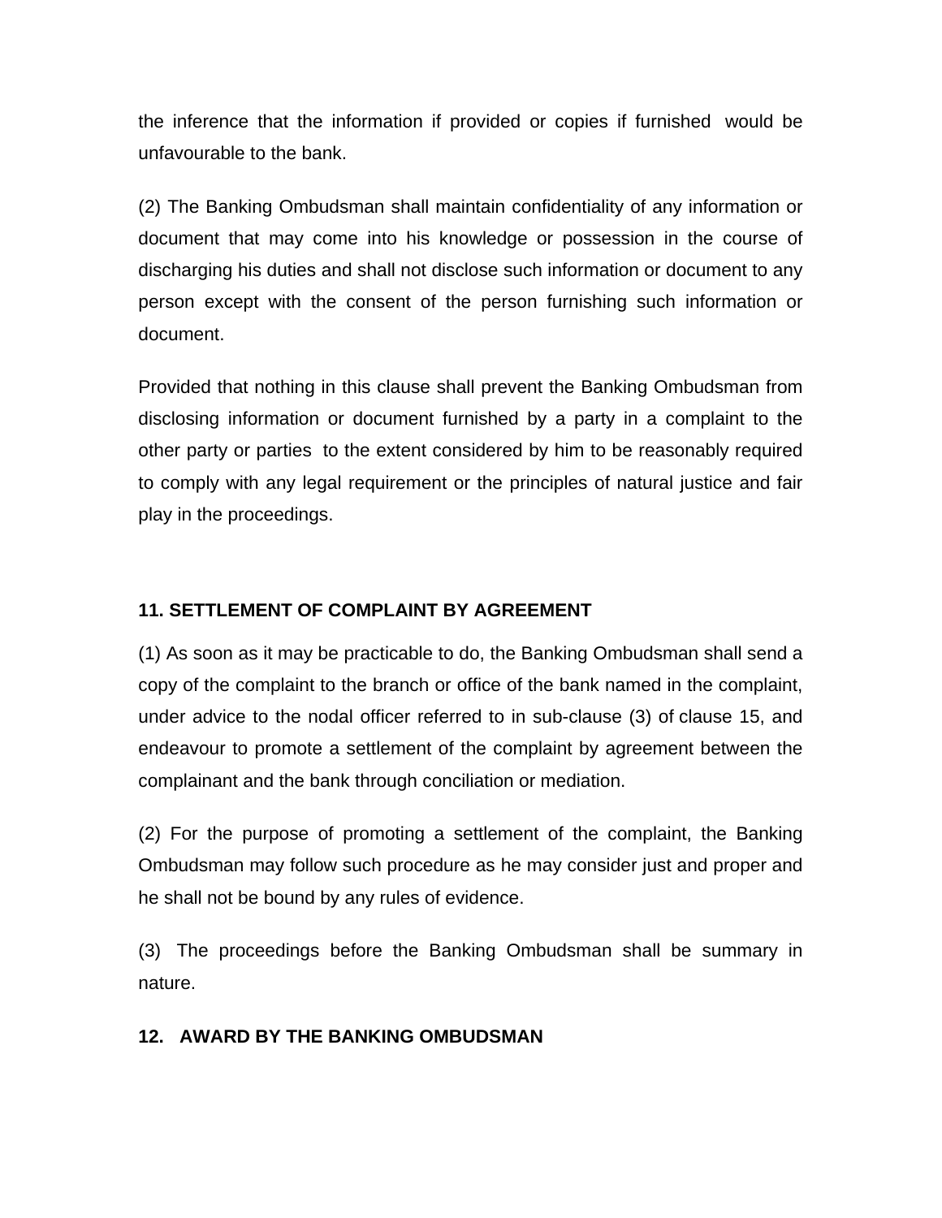the inference that the information if provided or copies if furnished would be unfavourable to the bank.

(2) The Banking Ombudsman shall maintain confidentiality of any information or document that may come into his knowledge or possession in the course of discharging his duties and shall not disclose such information or document to any person except with the consent of the person furnishing such information or document.

Provided that nothing in this clause shall prevent the Banking Ombudsman from disclosing information or document furnished by a party in a complaint to the other party or parties to the extent considered by him to be reasonably required to comply with any legal requirement or the principles of natural justice and fair play in the proceedings.

## 11. SETTLEMENT OF COMPLAINT BY AGREEMENT

(1) As soon as it may be practicable to do, the Banking Ombudsman shall send a copy of the complaint to the branch or office of the bank named in the complaint, under advice to the nodal officer referred to in sub-clause (3) of clause 15, and endeavour to promote a settlement of the complaint by agreement between the complainant and the bank through conciliation or mediation.

(2) For the purpose of promoting a settlement of the complaint, the Banking Ombudsman may follow such procedure as he may consider just and proper and he shall not be bound by any rules of evidence.

(3) The proceedings before the Banking Ombudsman shall be summary in nature.

## 12. AWARD BY THE BANKING OMBUDSMAN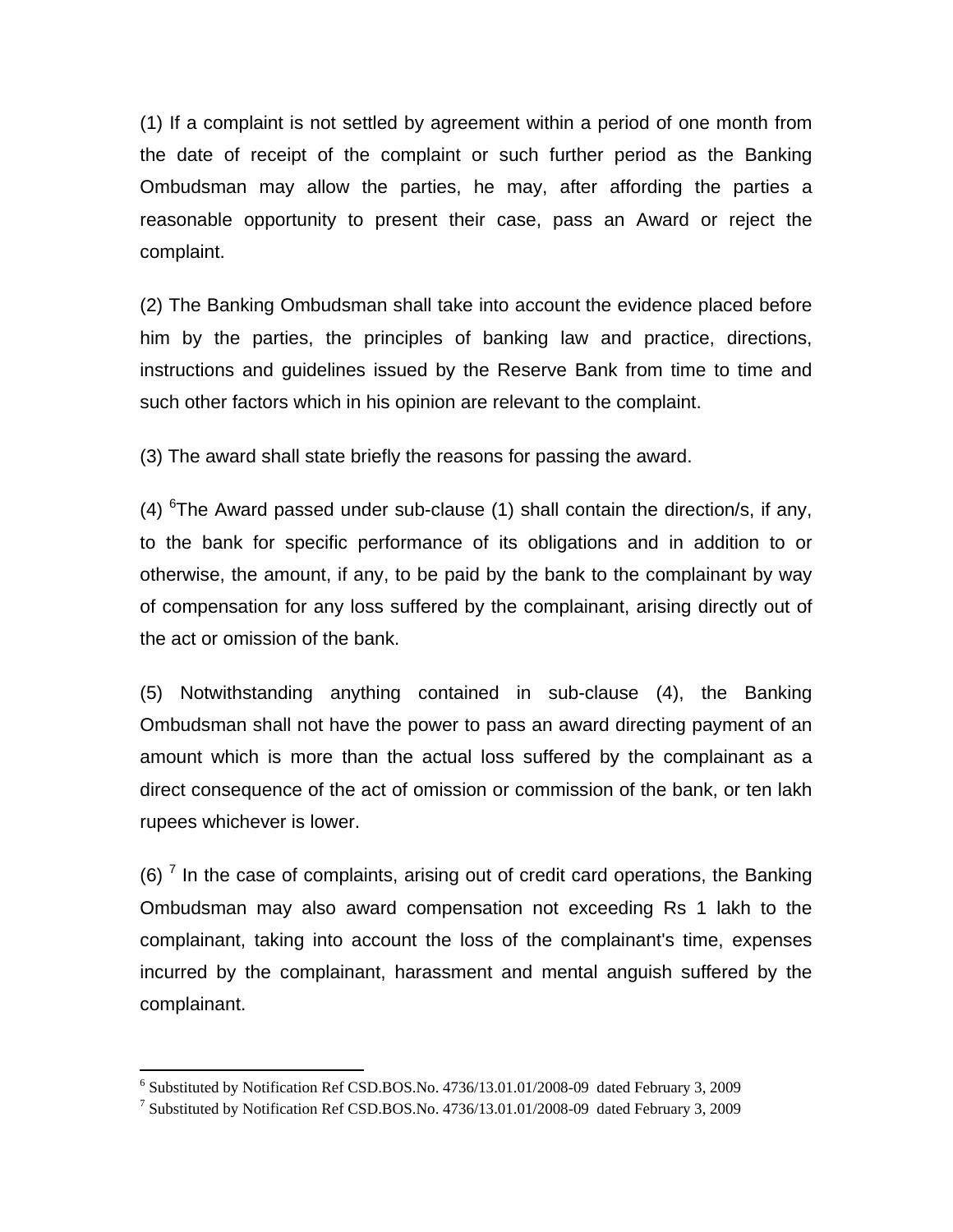(1) If a complaint is not settled by agreement within a period of one month from the date of receipt of the complaint or such further period as the Banking Ombudsman may allow the parties, he may, after affording the parties a reasonable opportunity to present their case, pass an Award or reject the complaint.

(2) The Banking Ombudsman shall take into account the evidence placed before him by the parties, the principles of banking law and practice, directions, instructions and guidelines issued by the Reserve Bank from time to time and such other factors which in his opinion are relevant to the complaint.

(3) The award shall state briefly the reasons for passing the award.

(4) [6]The Award passed under sub-clause (1) shall contain the direction/s, if any, to the bank for specific performance of its obligations and in addition to or otherwise, the amount, if any, to be paid by the bank to the complainant by way of compensation for any loss suffered by the complainant, arising directly out of the act or omission of the bank.

(5) Notwithstanding anything contained in sub-clause (4), the Banking Ombudsman shall not have the power to pass an award directing payment of an amount which is more than the actual loss suffered by the complainant as a direct consequence of the act of omission or commission of the bank, or ten lakh rupees whichever is lower.

(6) [7] In the case of complaints, arising out of credit card operations, the Banking Ombudsman may also award compensation not exceeding Rs 1 lakh to the complainant, taking into account the loss of the complainant's time, expenses incurred by the complainant, harassment and mental anguish suffered by the complainant.

---

[6] Substituted by Notification Ref CSD.BOS.No. 4736/13.01.01/2008-09 dated February 3, 2009

[7] Substituted by Notification Ref CSD.BOS.No. 4736/13.01.01/2008-09 dated February 3, 2009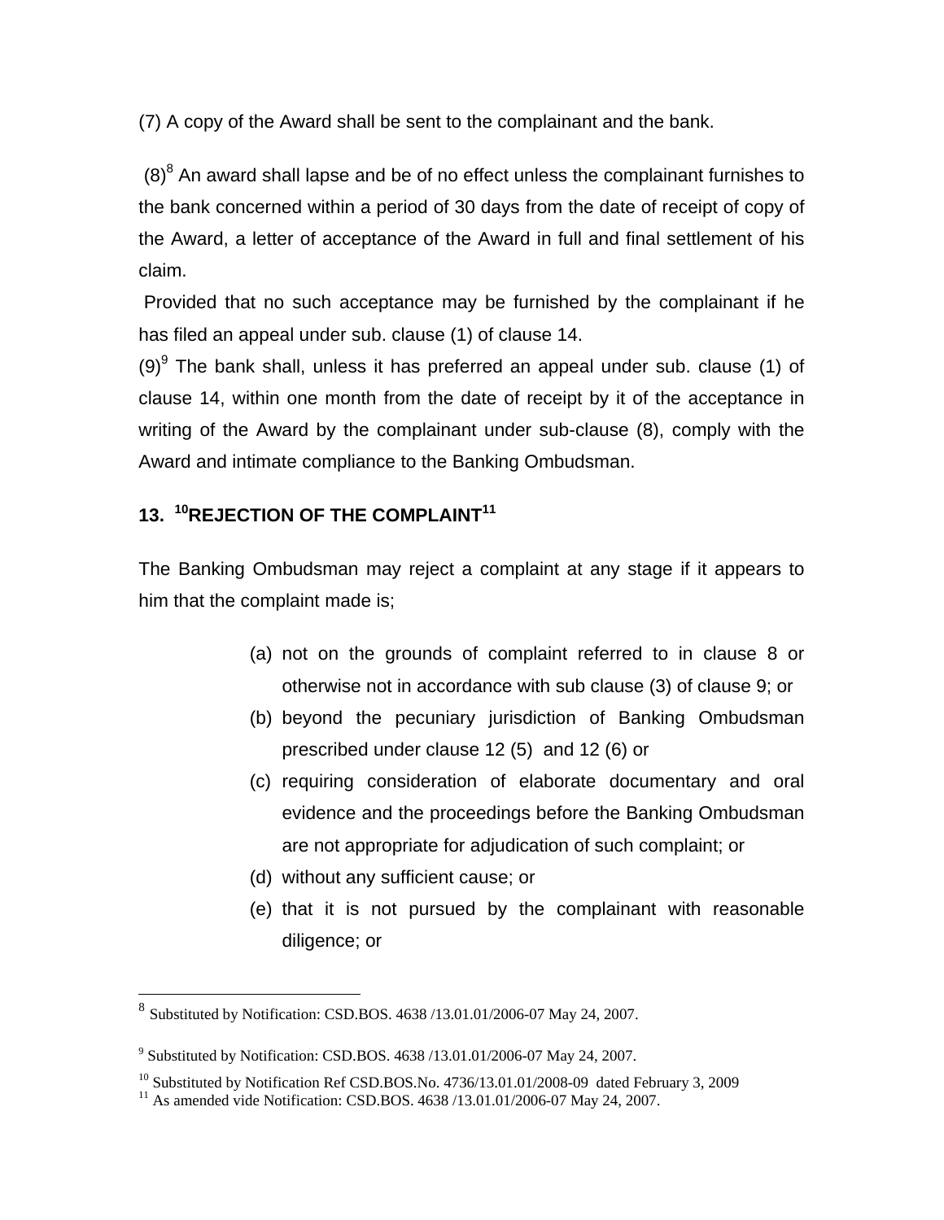(7) A copy of the Award shall be sent to the complainant and the bank.

(8)[8] An award shall lapse and be of no effect unless the complainant furnishes to the bank concerned within a period of 30 days from the date of receipt of copy of the Award, a letter of acceptance of the Award in full and final settlement of his claim.

Provided that no such acceptance may be furnished by the complainant if he has filed an appeal under sub. clause (1) of clause 14.

(9)[9] The bank shall, unless it has preferred an appeal under sub. clause (1) of clause 14, within one month from the date of receipt by it of the acceptance in writing of the Award by the complainant under sub-clause (8), comply with the Award and intimate compliance to the Banking Ombudsman.

## 13. [10]REJECTION OF THE COMPLAINT[11]

The Banking Ombudsman may reject a complaint at any stage if it appears to him that the complaint made is;

(a) not on the grounds of complaint referred to in clause 8 or otherwise not in accordance with sub clause (3) of clause 9; or

(b) beyond the pecuniary jurisdiction of Banking Ombudsman prescribed under clause 12 (5) and 12 (6) or

(c) requiring consideration of elaborate documentary and oral evidence and the proceedings before the Banking Ombudsman are not appropriate for adjudication of such complaint; or

(d) without any sufficient cause; or

(e) that it is not pursued by the complainant with reasonable diligence; or

---

[8] Substituted by Notification: CSD.BOS. 4638 /13.01.01/2006-07 May 24, 2007.

[9] Substituted by Notification: CSD.BOS. 4638 /13.01.01/2006-07 May 24, 2007.

[10] Substituted by Notification Ref CSD.BOS.No. 4736/13.01.01/2008-09 dated February 3, 2009

[11] As amended vide Notification: CSD.BOS. 4638 /13.01.01/2006-07 May 24, 2007.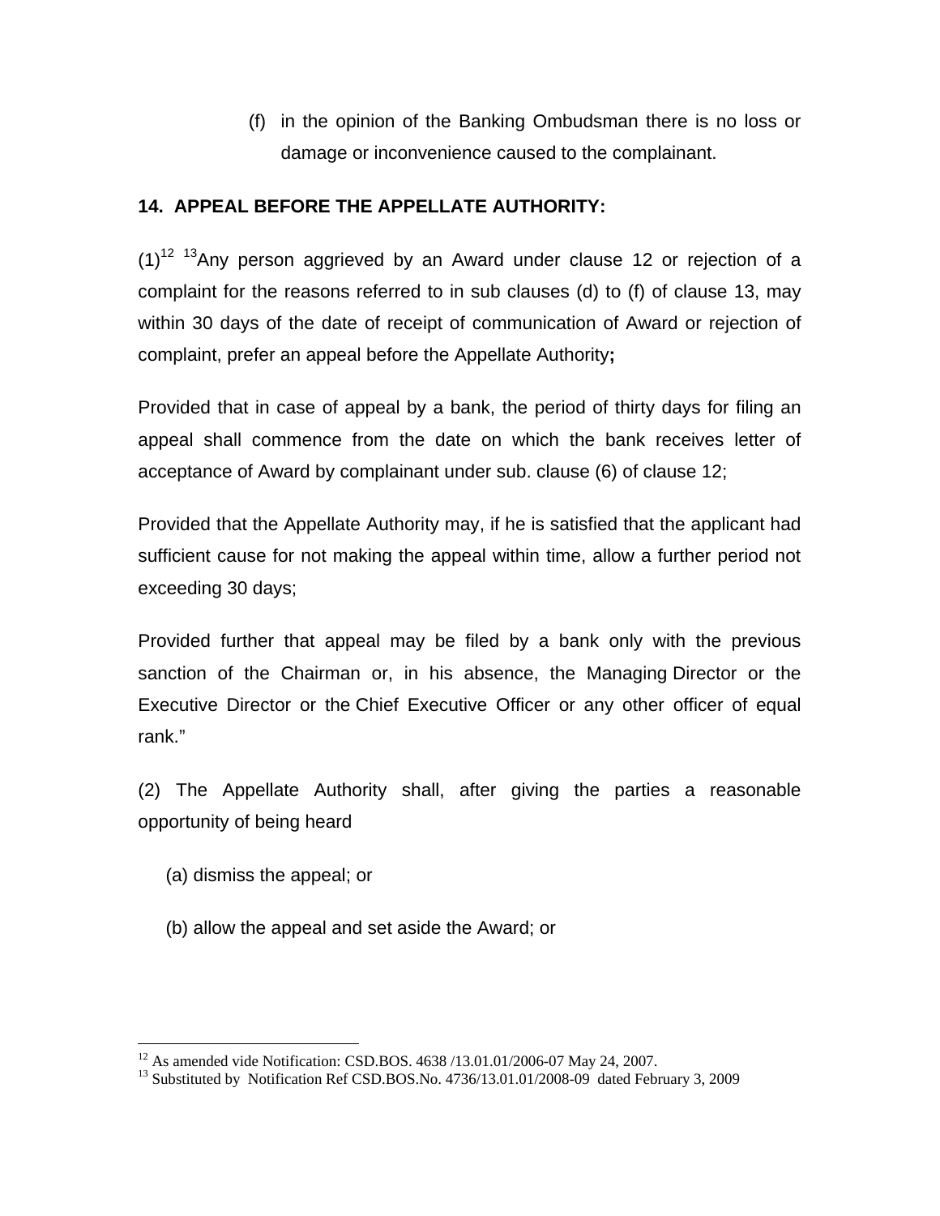(f) in the opinion of the Banking Ombudsman there is no loss or damage or inconvenience caused to the complainant.

**14. APPEAL BEFORE THE APPELLATE AUTHORITY:**

(1)[12] [13]Any person aggrieved by an Award under clause 12 or rejection of a complaint for the reasons referred to in sub clauses (d) to (f) of clause 13, may within 30 days of the date of receipt of communication of Award or rejection of complaint, prefer an appeal before the Appellate Authority**;**

Provided that in case of appeal by a bank, the period of thirty days for filing an appeal shall commence from the date on which the bank receives letter of acceptance of Award by complainant under sub. clause (6) of clause 12;

Provided that the Appellate Authority may, if he is satisfied that the applicant had sufficient cause for not making the appeal within time, allow a further period not exceeding 30 days;

Provided further that appeal may be filed by a bank only with the previous sanction of the Chairman or, in his absence, the Managing Director or the Executive Director or the Chief Executive Officer or any other officer of equal rank."

(2) The Appellate Authority shall, after giving the parties a reasonable opportunity of being heard

(a) dismiss the appeal; or

(b) allow the appeal and set aside the Award; or

---

[12] As amended vide Notification: CSD.BOS. 4638 /13.01.01/2006-07 May 24, 2007.

[13] Substituted by Notification Ref CSD.BOS.No. 4736/13.01.01/2008-09 dated February 3, 2009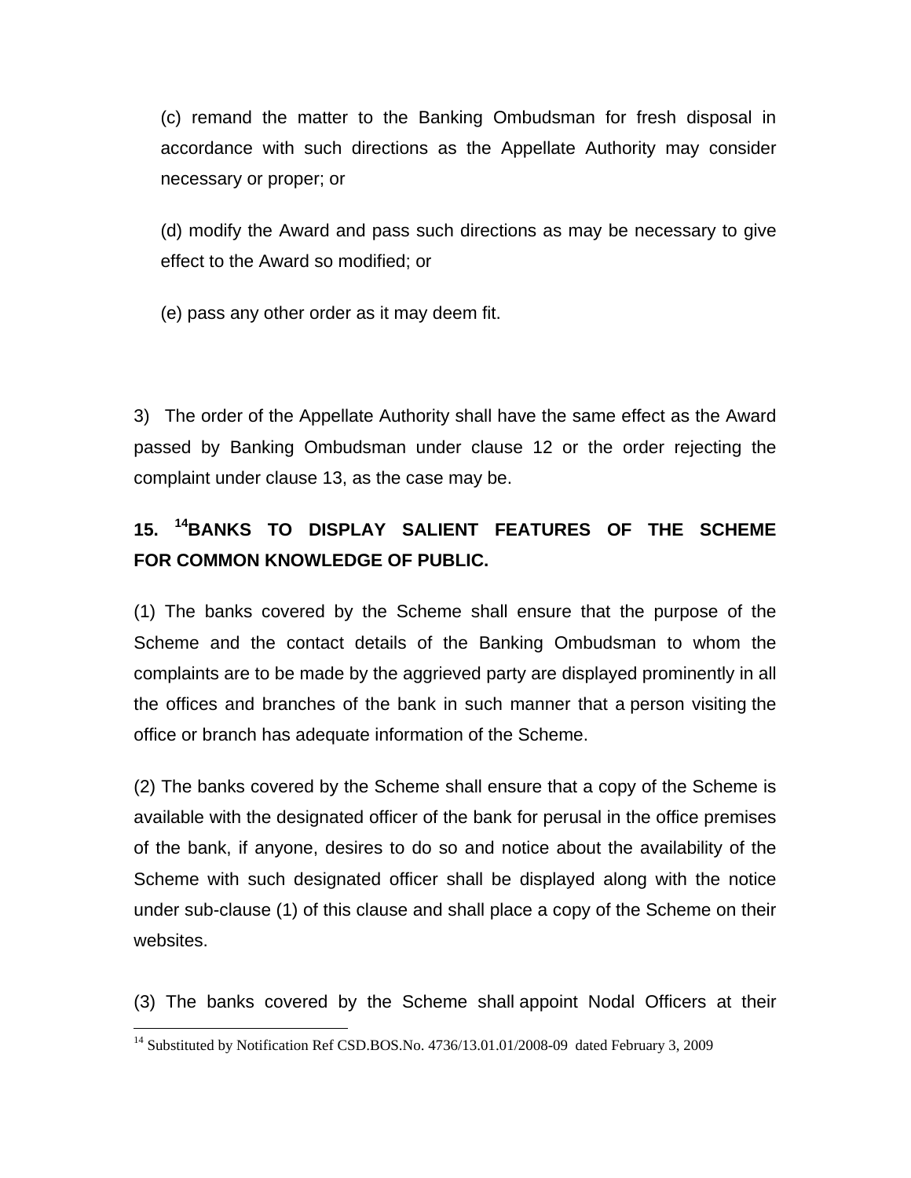(c) remand the matter to the Banking Ombudsman for fresh disposal in accordance with such directions as the Appellate Authority may consider necessary or proper; or

(d) modify the Award and pass such directions as may be necessary to give effect to the Award so modified; or

(e) pass any other order as it may deem fit.

3) The order of the Appellate Authority shall have the same effect as the Award passed by Banking Ombudsman under clause 12 or the order rejecting the complaint under clause 13, as the case may be.

## 15. [14]BANKS TO DISPLAY SALIENT FEATURES OF THE SCHEME FOR COMMON KNOWLEDGE OF PUBLIC.

(1) The banks covered by the Scheme shall ensure that the purpose of the Scheme and the contact details of the Banking Ombudsman to whom the complaints are to be made by the aggrieved party are displayed prominently in all the offices and branches of the bank in such manner that a person visiting the office or branch has adequate information of the Scheme.

(2) The banks covered by the Scheme shall ensure that a copy of the Scheme is available with the designated officer of the bank for perusal in the office premises of the bank, if anyone, desires to do so and notice about the availability of the Scheme with such designated officer shall be displayed along with the notice under sub-clause (1) of this clause and shall place a copy of the Scheme on their websites.

(3) The banks covered by the Scheme shall appoint Nodal Officers at their

---

[14] Substituted by Notification Ref CSD.BOS.No. 4736/13.01.01/2008-09 dated February 3, 2009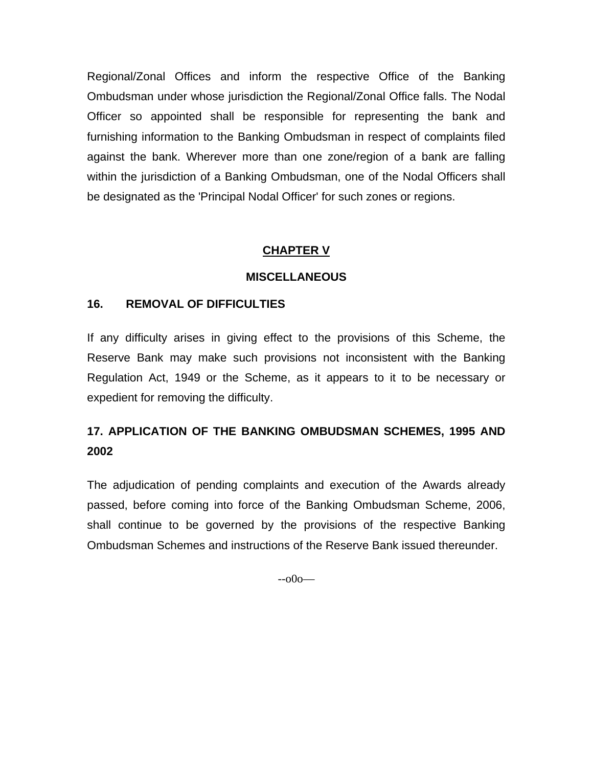Regional/Zonal Offices and inform the respective Office of the Banking Ombudsman under whose jurisdiction the Regional/Zonal Office falls. The Nodal Officer so appointed shall be responsible for representing the bank and furnishing information to the Banking Ombudsman in respect of complaints filed against the bank. Wherever more than one zone/region of a bank are falling within the jurisdiction of a Banking Ombudsman, one of the Nodal Officers shall be designated as the 'Principal Nodal Officer' for such zones or regions.

## CHAPTER V

## MISCELLANEOUS

### 16. REMOVAL OF DIFFICULTIES

If any difficulty arises in giving effect to the provisions of this Scheme, the Reserve Bank may make such provisions not inconsistent with the Banking Regulation Act, 1949 or the Scheme, as it appears to it to be necessary or expedient for removing the difficulty.

### 17. APPLICATION OF THE BANKING OMBUDSMAN SCHEMES, 1995 AND 2002

The adjudication of pending complaints and execution of the Awards already passed, before coming into force of the Banking Ombudsman Scheme, 2006, shall continue to be governed by the provisions of the respective Banking Ombudsman Schemes and instructions of the Reserve Bank issued thereunder.

--o0o—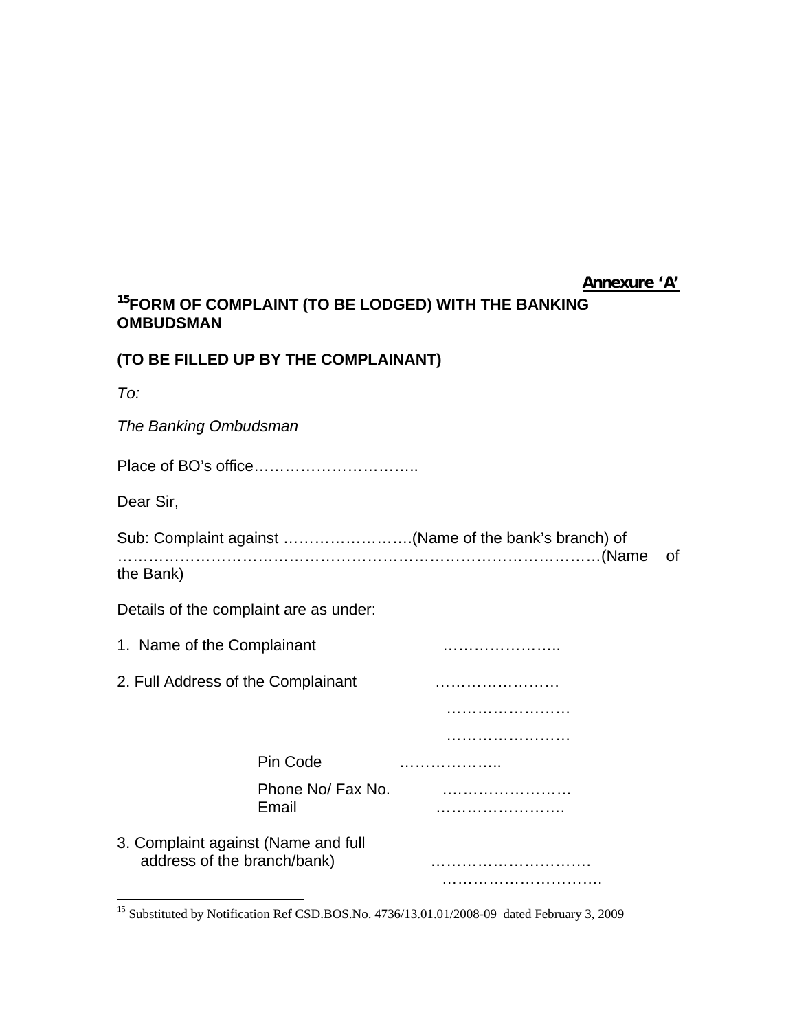**Annexure 'A'**

**[15]FORM OF COMPLAINT (TO BE LODGED) WITH THE BANKING OMBUDSMAN**

**(TO BE FILLED UP BY THE COMPLAINANT)**

*To:*

*The Banking Ombudsman*

Place of BO's office…………………………..

Dear Sir,

Sub: Complaint against …………………….(Name of the bank's branch) of ……………………………………………………………………………(Name of the Bank)

Details of the complaint are as under:

1. Name of the Complainant …………………..

2. Full Address of the Complainant ……………………

……………………

……………………

Pin Code ………………..

Phone No/ Fax No. ……………………

Email …………………….

3. Complaint against (Name and full address of the branch/bank) ………………………….

………………………….

---

[15] Substituted by Notification Ref CSD.BOS.No. 4736/13.01.01/2008-09 dated February 3, 2009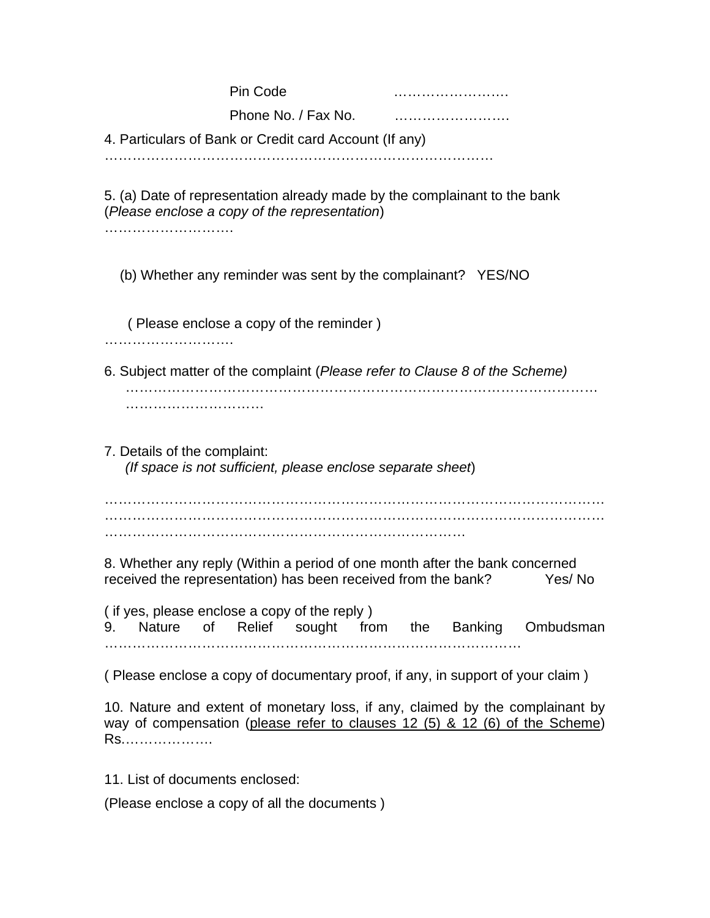Pin Code ……………………

Phone No. / Fax No. ……………………

4. Particulars of Bank or Credit card Account (If any)
…………………………………………………………………………

5. (a) Date of representation already made by the complainant to the bank (*Please enclose a copy of the representation*)
……………………….

(b) Whether any reminder was sent by the complainant? YES/NO

( Please enclose a copy of the reminder )
……………………….

6. Subject matter of the complaint (*Please refer to Clause 8 of the Scheme)*
……………………………………………………………………………………………
…………………………

7. Details of the complaint:
*(If space is not sufficient, please enclose separate sheet*)

…………………………………………………………………………………………………
…………………………………………………………………………………………………
……………………………………………………………………

8. Whether any reply (Within a period of one month after the bank concerned received the representation) has been received from the bank? Yes/ No

( if yes, please enclose a copy of the reply )

9. Nature of Relief sought from the Banking Ombudsman ………………………………………………………………………………

( Please enclose a copy of documentary proof, if any, in support of your claim )

10. Nature and extent of monetary loss, if any, claimed by the complainant by way of compensation (please refer to clauses 12 (5) & 12 (6) of the Scheme) Rs……………….

11. List of documents enclosed:

(Please enclose a copy of all the documents )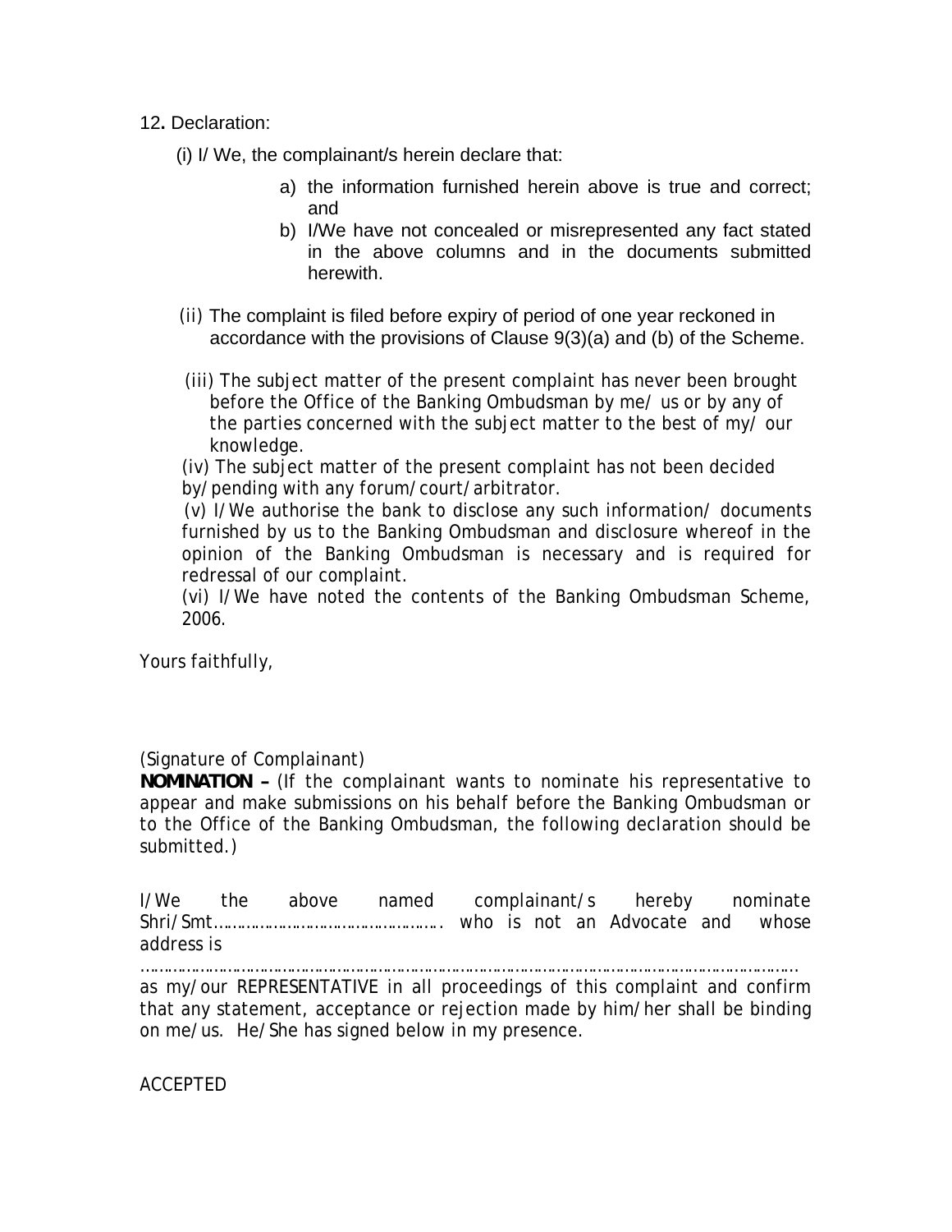12. Declaration:

(i) I/ We, the complainant/s herein declare that:

a) the information furnished herein above is true and correct; and
b) I/We have not concealed or misrepresented any fact stated in the above columns and in the documents submitted herewith.

(ii) The complaint is filed before expiry of period of one year reckoned in accordance with the provisions of Clause 9(3)(a) and (b) of the Scheme.

(iii) The subject matter of the present complaint has never been brought before the Office of the Banking Ombudsman by me/ us or by any of the parties concerned with the subject matter to the best of my/ our knowledge.

(iv) The subject matter of the present complaint has not been decided by/pending with any forum/court/arbitrator.

(v) I/We authorise the bank to disclose any such information/ documents furnished by us to the Banking Ombudsman and disclosure whereof in the opinion of the Banking Ombudsman is necessary and is required for redressal of our complaint.

(vi) I/We have noted the contents of the Banking Ombudsman Scheme, 2006.

Yours faithfully,

(Signature of Complainant)

**NOMINATION –** (If the complainant wants to nominate his representative to appear and make submissions on his behalf before the Banking Ombudsman or to the Office of the Banking Ombudsman, the following declaration should be submitted.)

I/We the above named complainant/s hereby nominate Shri/Smt……………………………………………. who is not an Advocate and whose address is

……………………………………………………………………………………………………………………………

as my/our REPRESENTATIVE in all proceedings of this complaint and confirm that any statement, acceptance or rejection made by him/her shall be binding on me/us. He/She has signed below in my presence.

ACCEPTED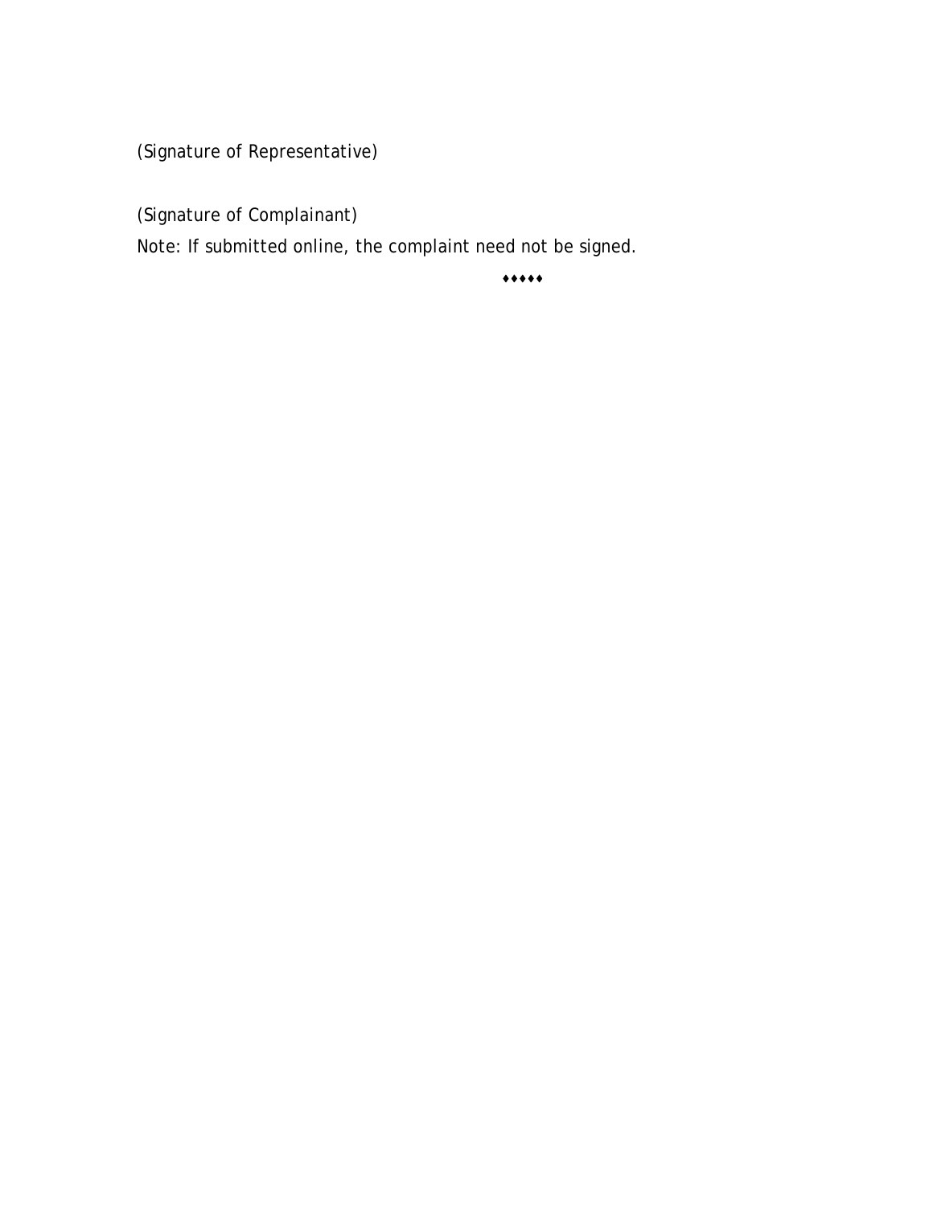(Signature of Representative)

(Signature of Complainant)

Note: If submitted online, the complaint need not be signed.

♦♦♦♦♦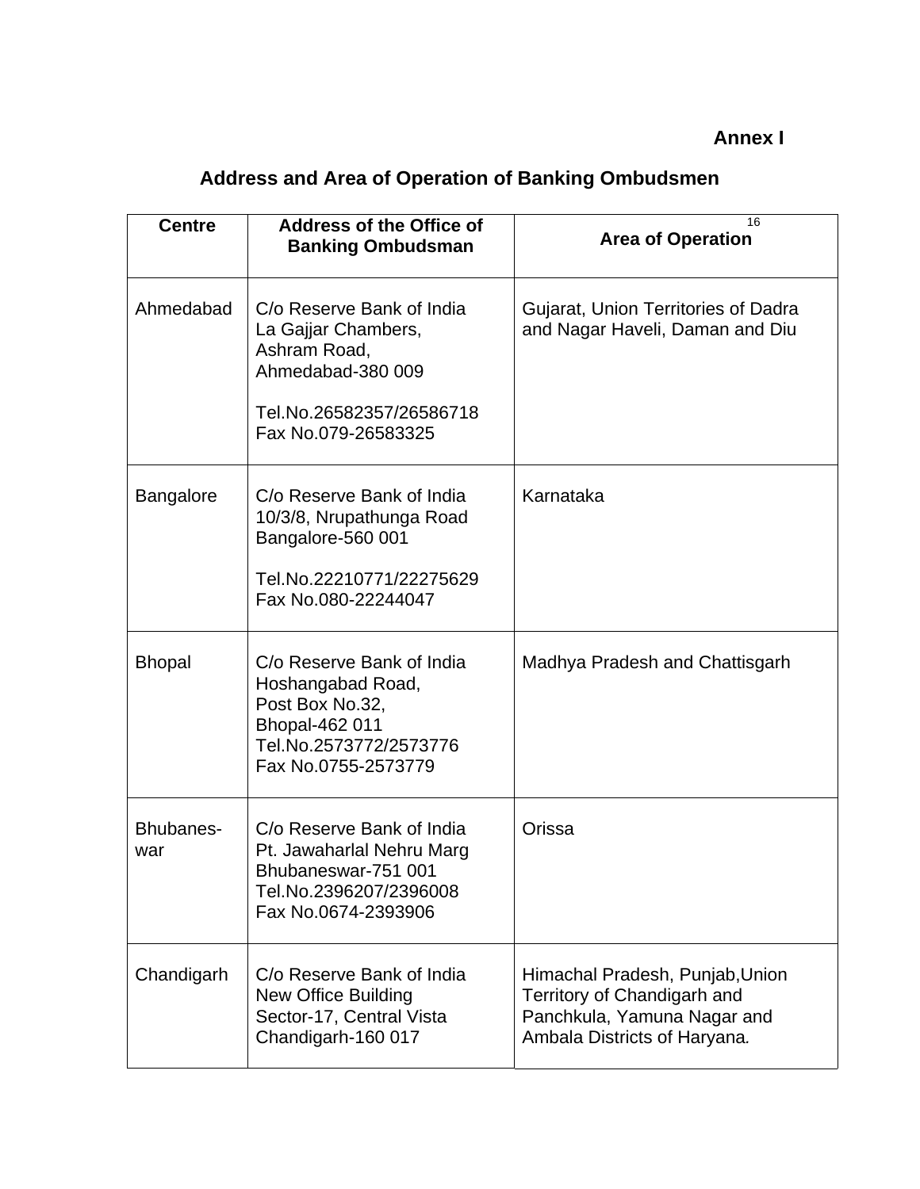**Annex I**

## Address and Area of Operation of Banking Ombudsmen

| Centre | Address of the Office of Banking Ombudsman | Area of Operation[16] |
|---|---|---|
| Ahmedabad | C/o Reserve Bank of India<br>La Gajjar Chambers,<br>Ashram Road,<br>Ahmedabad-380 009<br><br>Tel.No.26582357/26586718<br>Fax No.079-26583325 | Gujarat, Union Territories of Dadra and Nagar Haveli, Daman and Diu |
| Bangalore | C/o Reserve Bank of India<br>10/3/8, Nrupathunga Road<br>Bangalore-560 001<br><br>Tel.No.22210771/22275629<br>Fax No.080-22244047 | Karnataka |
| Bhopal | C/o Reserve Bank of India<br>Hoshangabad Road,<br>Post Box No.32,<br>Bhopal-462 011<br>Tel.No.2573772/2573776<br>Fax No.0755-2573779 | Madhya Pradesh and Chattisgarh |
| Bhubanes-war | C/o Reserve Bank of India<br>Pt. Jawaharlal Nehru Marg<br>Bhubaneswar-751 001<br>Tel.No.2396207/2396008<br>Fax No.0674-2393906 | Orissa |
| Chandigarh | C/o Reserve Bank of India<br>New Office Building<br>Sector-17, Central Vista<br>Chandigarh-160 017 | Himachal Pradesh, Punjab,Union Territory of Chandigarh and Panchkula, Yamuna Nagar and Ambala Districts of Haryana. |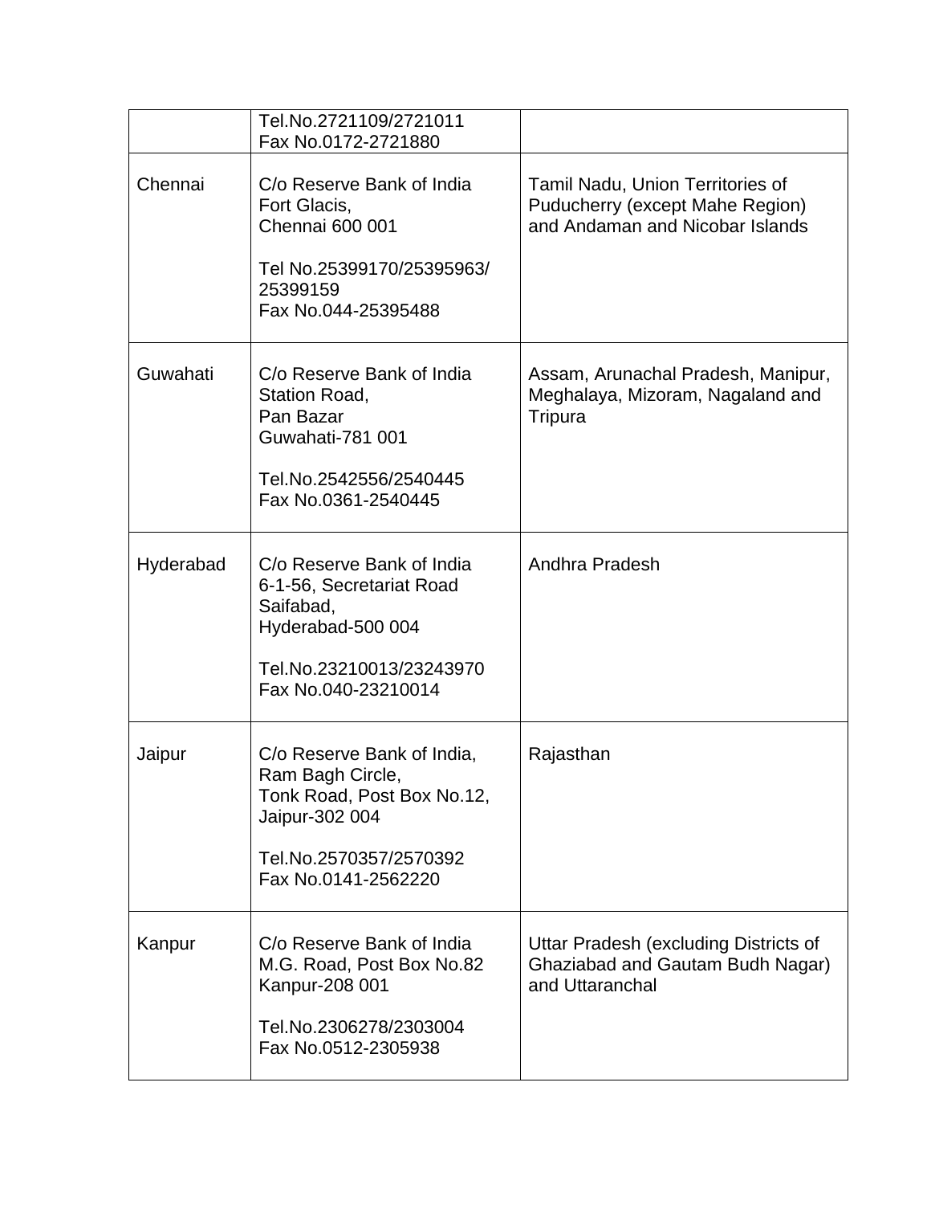| | | |
|---|---|---|
| | Tel.No.2721109/2721011<br>Fax No.0172-2721880 | |
| Chennai | C/o Reserve Bank of India<br>Fort Glacis,<br>Chennai 600 001<br><br>Tel No.25399170/25395963/<br>25399159<br>Fax No.044-25395488 | Tamil Nadu, Union Territories of Puducherry (except Mahe Region) and Andaman and Nicobar Islands |
| Guwahati | C/o Reserve Bank of India<br>Station Road,<br>Pan Bazar<br>Guwahati-781 001<br><br>Tel.No.2542556/2540445<br>Fax No.0361-2540445 | Assam, Arunachal Pradesh, Manipur, Meghalaya, Mizoram, Nagaland and Tripura |
| Hyderabad | C/o Reserve Bank of India<br>6-1-56, Secretariat Road<br>Saifabad,<br>Hyderabad-500 004<br><br>Tel.No.23210013/23243970<br>Fax No.040-23210014 | Andhra Pradesh |
| Jaipur | C/o Reserve Bank of India,<br>Ram Bagh Circle,<br>Tonk Road, Post Box No.12,<br>Jaipur-302 004<br><br>Tel.No.2570357/2570392<br>Fax No.0141-2562220 | Rajasthan |
| Kanpur | C/o Reserve Bank of India<br>M.G. Road, Post Box No.82<br>Kanpur-208 001<br><br>Tel.No.2306278/2303004<br>Fax No.0512-2305938 | Uttar Pradesh (excluding Districts of Ghaziabad and Gautam Budh Nagar) and Uttaranchal |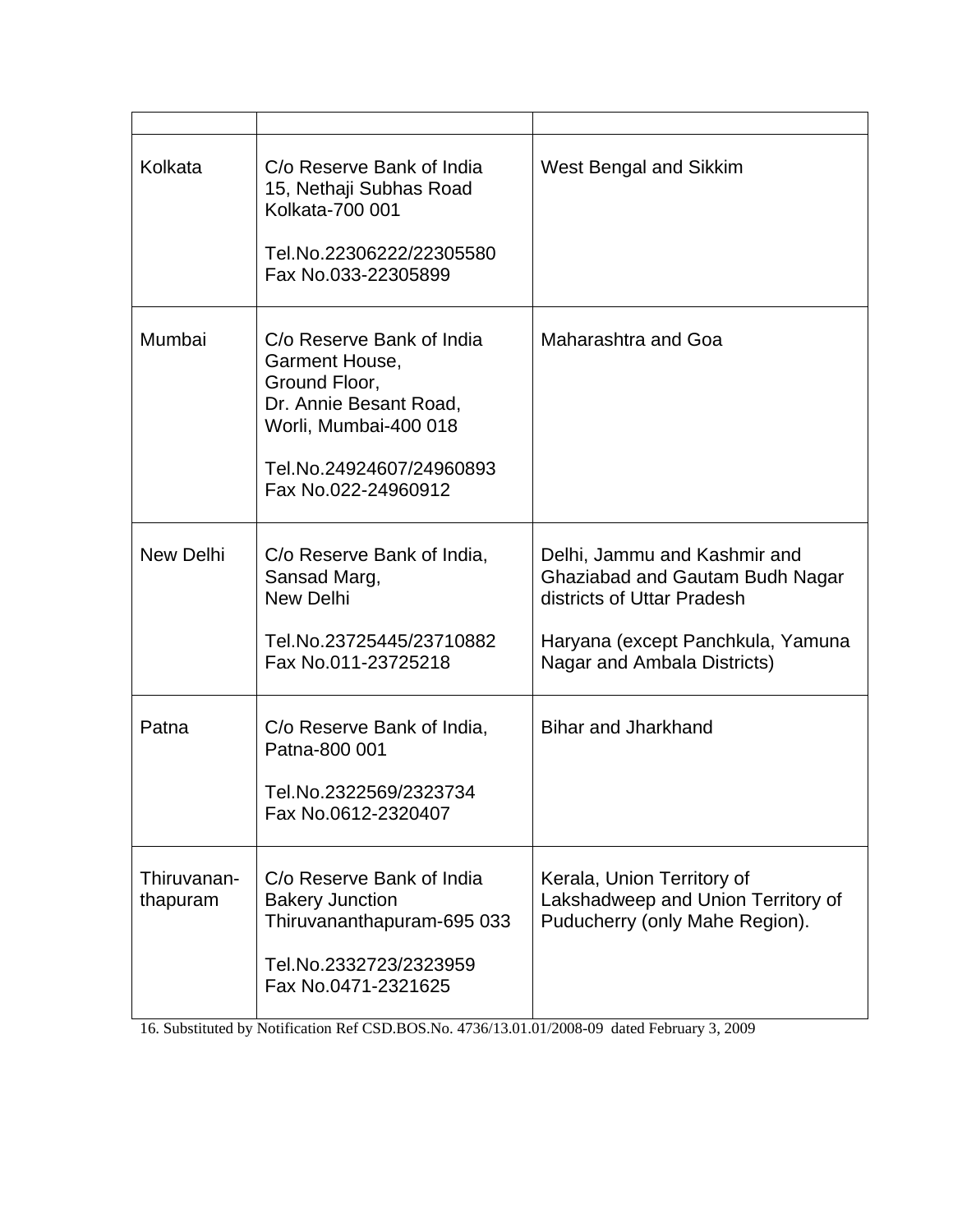| | | |
|---|---|---|
| Kolkata | C/o Reserve Bank of India<br>15, Nethaji Subhas Road<br>Kolkata-700 001<br><br>Tel.No.22306222/22305580<br>Fax No.033-22305899 | West Bengal and Sikkim |
| Mumbai | C/o Reserve Bank of India<br>Garment House,<br>Ground Floor,<br>Dr. Annie Besant Road,<br>Worli, Mumbai-400 018<br><br>Tel.No.24924607/24960893<br>Fax No.022-24960912 | Maharashtra and Goa |
| New Delhi | C/o Reserve Bank of India,<br>Sansad Marg,<br>New Delhi<br><br>Tel.No.23725445/23710882<br>Fax No.011-23725218 | Delhi, Jammu and Kashmir and Ghaziabad and Gautam Budh Nagar districts of Uttar Pradesh<br><br>Haryana (except Panchkula, Yamuna Nagar and Ambala Districts) |
| Patna | C/o Reserve Bank of India,<br>Patna-800 001<br><br>Tel.No.2322569/2323734<br>Fax No.0612-2320407 | Bihar and Jharkhand |
| Thiruvanan-thapuram | C/o Reserve Bank of India<br>Bakery Junction<br>Thiruvananthapuram-695 033<br><br>Tel.No.2332723/2323959<br>Fax No.0471-2321625 | Kerala, Union Territory of Lakshadweep and Union Territory of Puducherry (only Mahe Region). |

16. Substituted by Notification Ref CSD.BOS.No. 4736/13.01.01/2008-09 dated February 3, 2009